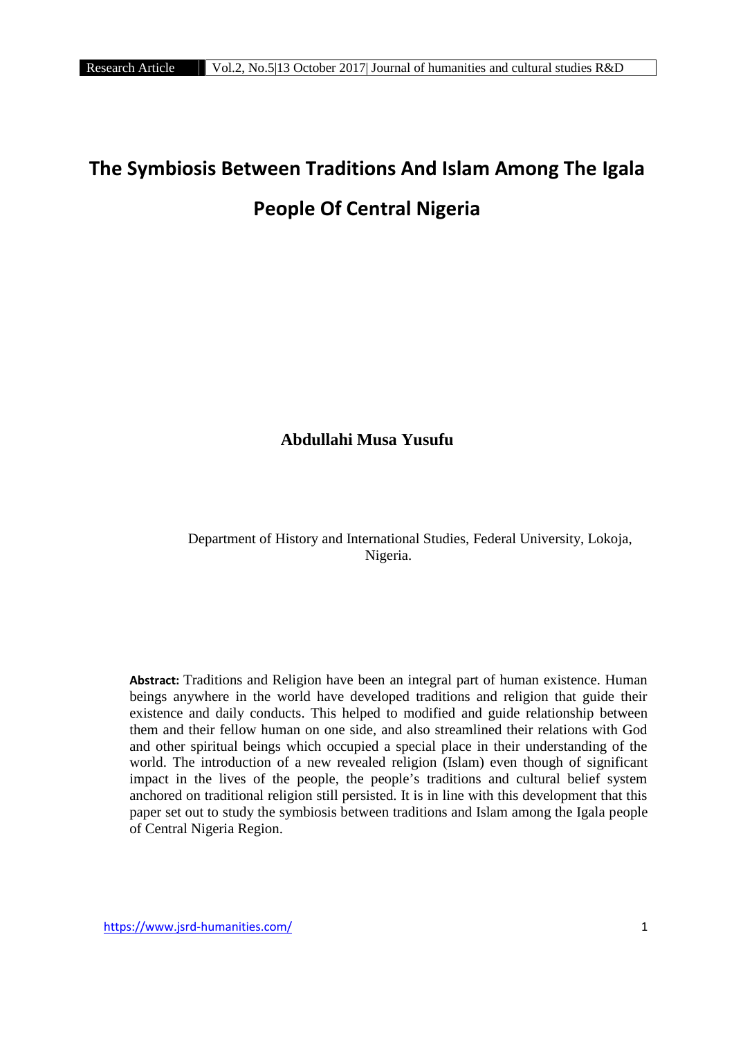# The Symbiosis Between Traditions And Islam Among The Igala People Of Central Nigeria

**Abdullahi Musa Yusufu**

Department of History and International Studies, Federal University, Lokoja, Nigeria.

**Abstract:** Traditions and Religion have been an integral part of human existence. Human beings anywhere in the world have developed traditions and religion that guide their existence and daily conducts. This helped to modified and guide relationship between them and their fellow human on one side, and also streamlined their relations with God and other spiritual beings which occupied a special place in their understanding of the world. The introduction of a new revealed religion (Islam) even though of significant impact in the lives of the people, the people's traditions and cultural belief system anchored on traditional religion still persisted. It is in line with this development that this paper set out to study the symbiosis between traditions and Islam among the Igala people of Central Nigeria Region.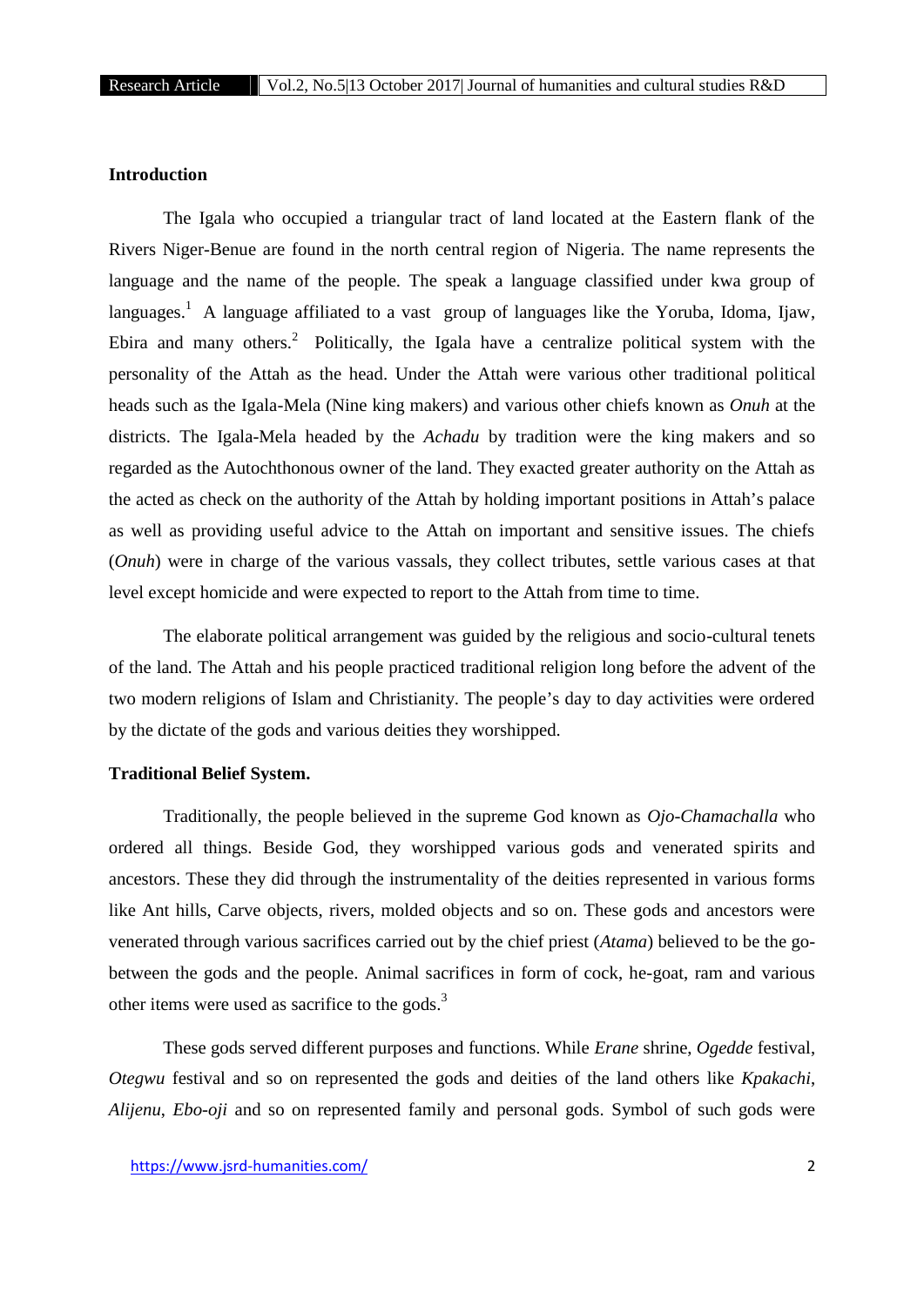**Introduction**

The Igala who occupied a triangular tract of land located at the Eastern flank of the Rivers Niger-Benue are found in the north central region of Nigeria. The name represents the language and the name of the people. The speak a language classified under kwa group of languages.[1] A language affiliated to a vast group of languages like the Yoruba, Idoma, Ijaw, Ebira and many others.[2] Politically, the Igala have a centralize political system with the personality of the Attah as the head. Under the Attah were various other traditional political heads such as the Igala-Mela (Nine king makers) and various other chiefs known as *Onuh* at the districts. The Igala-Mela headed by the *Achadu* by tradition were the king makers and so regarded as the Autochthonous owner of the land. They exacted greater authority on the Attah as the acted as check on the authority of the Attah by holding important positions in Attah's palace as well as providing useful advice to the Attah on important and sensitive issues. The chiefs (*Onuh*) were in charge of the various vassals, they collect tributes, settle various cases at that level except homicide and were expected to report to the Attah from time to time.

The elaborate political arrangement was guided by the religious and socio-cultural tenets of the land. The Attah and his people practiced traditional religion long before the advent of the two modern religions of Islam and Christianity. The people's day to day activities were ordered by the dictate of the gods and various deities they worshipped.

**Traditional Belief System.**

Traditionally, the people believed in the supreme God known as *Ojo-Chamachalla* who ordered all things. Beside God, they worshipped various gods and venerated spirits and ancestors. These they did through the instrumentality of the deities represented in various forms like Ant hills, Carve objects, rivers, molded objects and so on. These gods and ancestors were venerated through various sacrifices carried out by the chief priest (*Atama*) believed to be the go-between the gods and the people. Animal sacrifices in form of cock, he-goat, ram and various other items were used as sacrifice to the gods.[3]

These gods served different purposes and functions. While *Erane* shrine, *Ogedde* festival, *Otegwu* festival and so on represented the gods and deities of the land others like *Kpakachi*, *Alijenu*, *Ebo-oji* and so on represented family and personal gods. Symbol of such gods were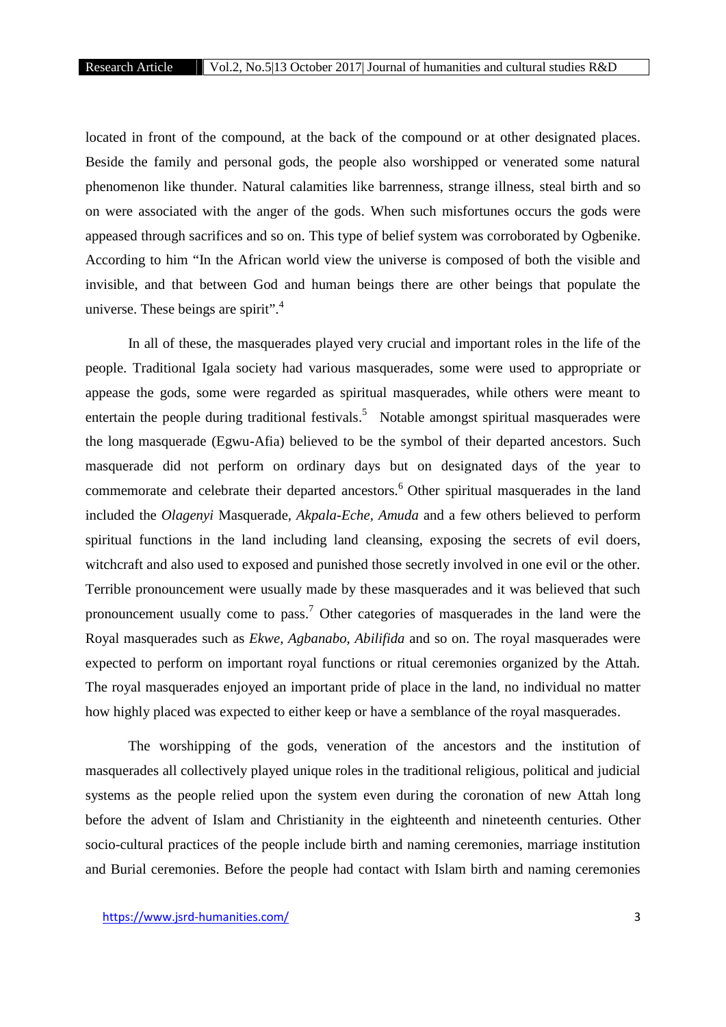located in front of the compound, at the back of the compound or at other designated places. Beside the family and personal gods, the people also worshipped or venerated some natural phenomenon like thunder. Natural calamities like barrenness, strange illness, steal birth and so on were associated with the anger of the gods. When such misfortunes occurs the gods were appeased through sacrifices and so on. This type of belief system was corroborated by Ogbenike. According to him "In the African world view the universe is composed of both the visible and invisible, and that between God and human beings there are other beings that populate the universe. These beings are spirit".[4]

In all of these, the masquerades played very crucial and important roles in the life of the people. Traditional Igala society had various masquerades, some were used to appropriate or appease the gods, some were regarded as spiritual masquerades, while others were meant to entertain the people during traditional festivals.[5] Notable amongst spiritual masquerades were the long masquerade (Egwu-Afia) believed to be the symbol of their departed ancestors. Such masquerade did not perform on ordinary days but on designated days of the year to commemorate and celebrate their departed ancestors.[6] Other spiritual masquerades in the land included the *Olagenyi* Masquerade, *Akpala-Eche*, *Amuda* and a few others believed to perform spiritual functions in the land including land cleansing, exposing the secrets of evil doers, witchcraft and also used to exposed and punished those secretly involved in one evil or the other. Terrible pronouncement were usually made by these masquerades and it was believed that such pronouncement usually come to pass.[7] Other categories of masquerades in the land were the Royal masquerades such as *Ekwe, Agbanabo, Abilifida* and so on. The royal masquerades were expected to perform on important royal functions or ritual ceremonies organized by the Attah. The royal masquerades enjoyed an important pride of place in the land, no individual no matter how highly placed was expected to either keep or have a semblance of the royal masquerades.

The worshipping of the gods, veneration of the ancestors and the institution of masquerades all collectively played unique roles in the traditional religious, political and judicial systems as the people relied upon the system even during the coronation of new Attah long before the advent of Islam and Christianity in the eighteenth and nineteenth centuries. Other socio-cultural practices of the people include birth and naming ceremonies, marriage institution and Burial ceremonies. Before the people had contact with Islam birth and naming ceremonies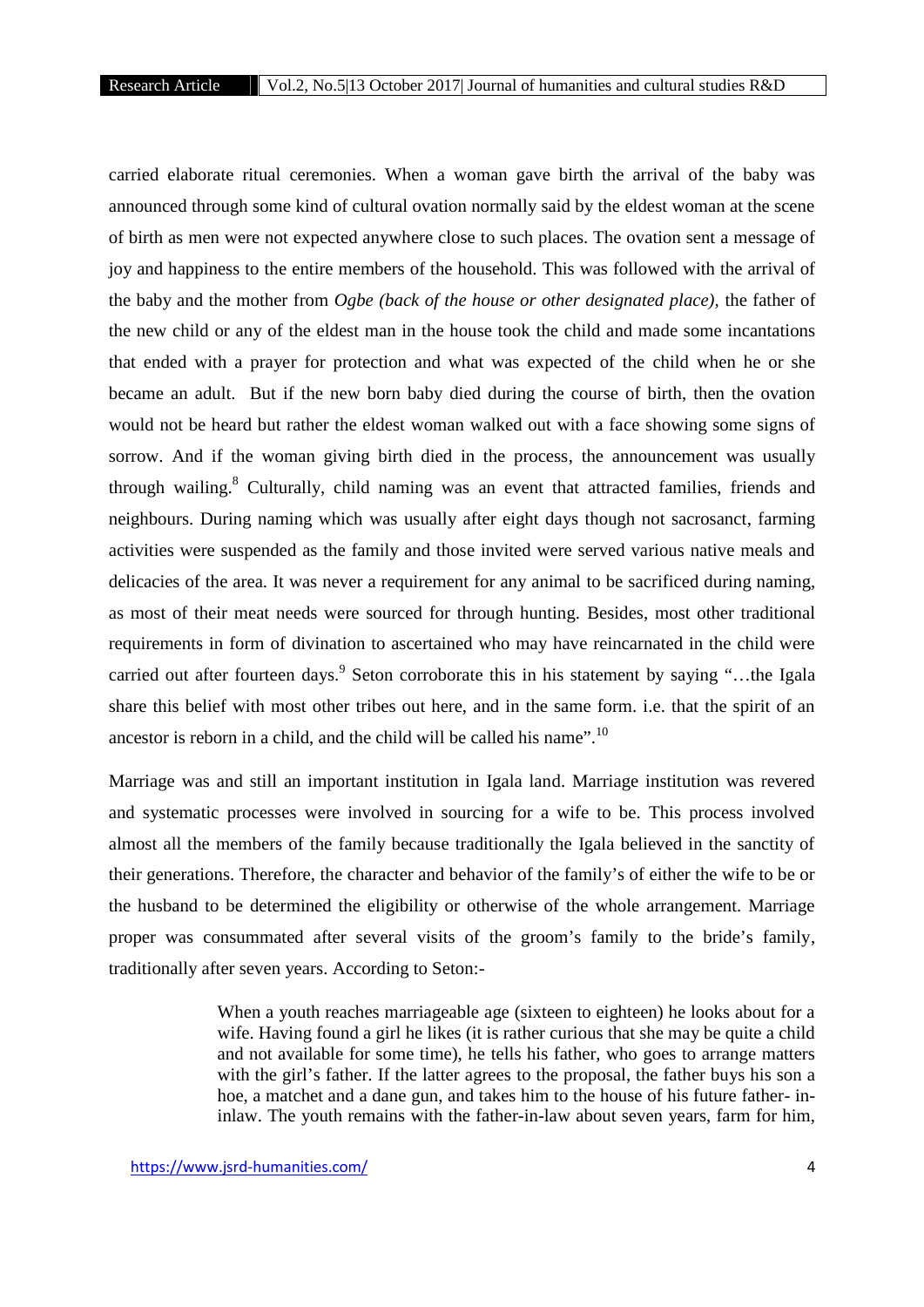carried elaborate ritual ceremonies. When a woman gave birth the arrival of the baby was announced through some kind of cultural ovation normally said by the eldest woman at the scene of birth as men were not expected anywhere close to such places. The ovation sent a message of joy and happiness to the entire members of the household. This was followed with the arrival of the baby and the mother from *Ogbe (back of the house or other designated place)*, the father of the new child or any of the eldest man in the house took the child and made some incantations that ended with a prayer for protection and what was expected of the child when he or she became an adult. But if the new born baby died during the course of birth, then the ovation would not be heard but rather the eldest woman walked out with a face showing some signs of sorrow. And if the woman giving birth died in the process, the announcement was usually through wailing.[8] Culturally, child naming was an event that attracted families, friends and neighbours. During naming which was usually after eight days though not sacrosanct, farming activities were suspended as the family and those invited were served various native meals and delicacies of the area. It was never a requirement for any animal to be sacrificed during naming, as most of their meat needs were sourced for through hunting. Besides, most other traditional requirements in form of divination to ascertained who may have reincarnated in the child were carried out after fourteen days.[9] Seton corroborate this in his statement by saying "…the Igala share this belief with most other tribes out here, and in the same form. i.e. that the spirit of an ancestor is reborn in a child, and the child will be called his name".[10]

Marriage was and still an important institution in Igala land. Marriage institution was revered and systematic processes were involved in sourcing for a wife to be. This process involved almost all the members of the family because traditionally the Igala believed in the sanctity of their generations. Therefore, the character and behavior of the family's of either the wife to be or the husband to be determined the eligibility or otherwise of the whole arrangement. Marriage proper was consummated after several visits of the groom's family to the bride's family, traditionally after seven years. According to Seton:-

> When a youth reaches marriageable age (sixteen to eighteen) he looks about for a wife. Having found a girl he likes (it is rather curious that she may be quite a child and not available for some time), he tells his father, who goes to arrange matters with the girl's father. If the latter agrees to the proposal, the father buys his son a hoe, a matchet and a dane gun, and takes him to the house of his future father- in-inlaw. The youth remains with the father-in-law about seven years, farm for him,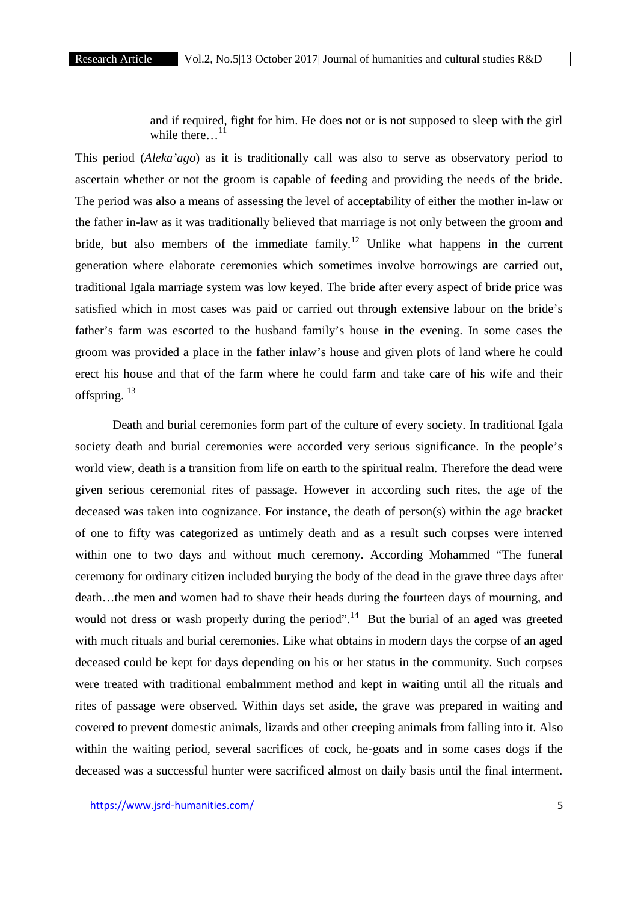> and if required, fight for him. He does not or is not supposed to sleep with the girl while there…[11]

This period (*Aleka'ago*) as it is traditionally call was also to serve as observatory period to ascertain whether or not the groom is capable of feeding and providing the needs of the bride. The period was also a means of assessing the level of acceptability of either the mother in-law or the father in-law as it was traditionally believed that marriage is not only between the groom and bride, but also members of the immediate family.[12] Unlike what happens in the current generation where elaborate ceremonies which sometimes involve borrowings are carried out, traditional Igala marriage system was low keyed. The bride after every aspect of bride price was satisfied which in most cases was paid or carried out through extensive labour on the bride's father's farm was escorted to the husband family's house in the evening. In some cases the groom was provided a place in the father inlaw's house and given plots of land where he could erect his house and that of the farm where he could farm and take care of his wife and their offspring. [13]

Death and burial ceremonies form part of the culture of every society. In traditional Igala society death and burial ceremonies were accorded very serious significance. In the people's world view, death is a transition from life on earth to the spiritual realm. Therefore the dead were given serious ceremonial rites of passage. However in according such rites, the age of the deceased was taken into cognizance. For instance, the death of person(s) within the age bracket of one to fifty was categorized as untimely death and as a result such corpses were interred within one to two days and without much ceremony. According Mohammed "The funeral ceremony for ordinary citizen included burying the body of the dead in the grave three days after death…the men and women had to shave their heads during the fourteen days of mourning, and would not dress or wash properly during the period".[14] But the burial of an aged was greeted with much rituals and burial ceremonies. Like what obtains in modern days the corpse of an aged deceased could be kept for days depending on his or her status in the community. Such corpses were treated with traditional embalmment method and kept in waiting until all the rituals and rites of passage were observed. Within days set aside, the grave was prepared in waiting and covered to prevent domestic animals, lizards and other creeping animals from falling into it. Also within the waiting period, several sacrifices of cock, he-goats and in some cases dogs if the deceased was a successful hunter were sacrificed almost on daily basis until the final interment.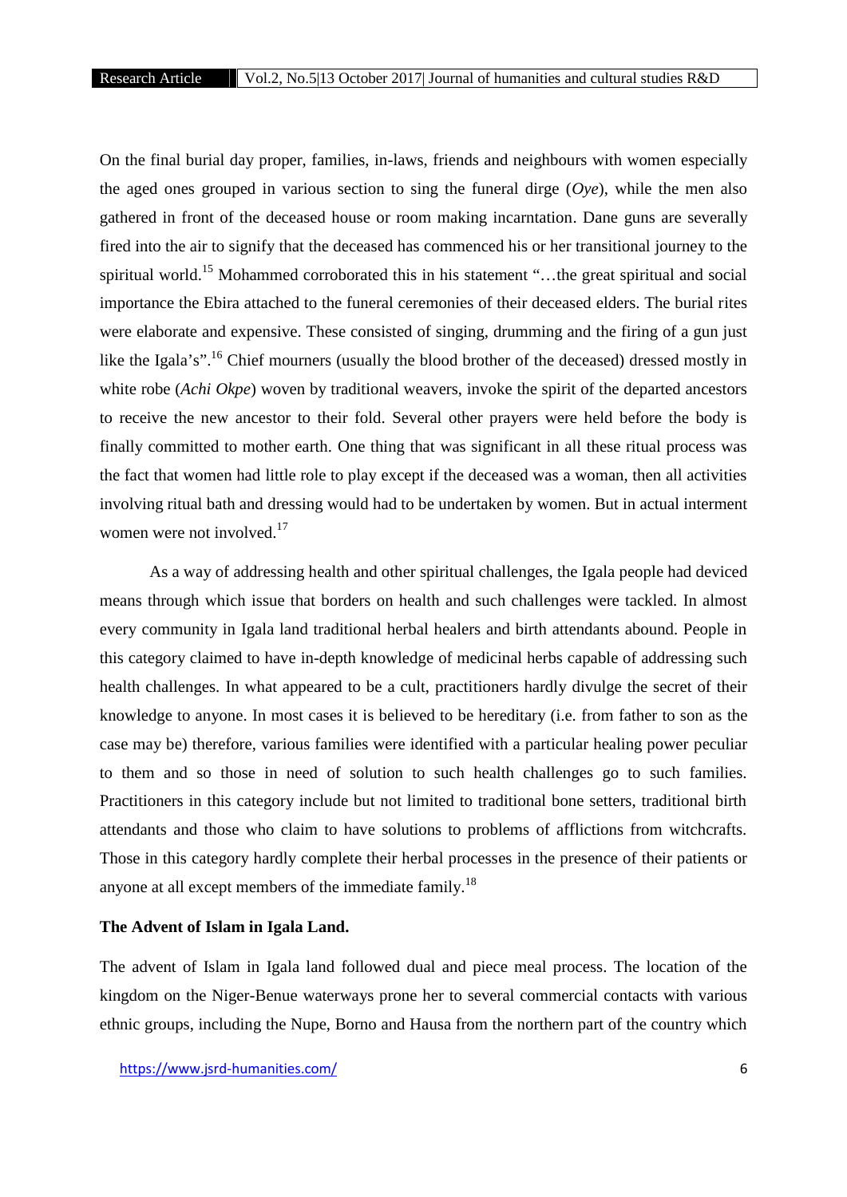On the final burial day proper, families, in-laws, friends and neighbours with women especially the aged ones grouped in various section to sing the funeral dirge (*Oye*), while the men also gathered in front of the deceased house or room making incarntation. Dane guns are severally fired into the air to signify that the deceased has commenced his or her transitional journey to the spiritual world.[15] Mohammed corroborated this in his statement "…the great spiritual and social importance the Ebira attached to the funeral ceremonies of their deceased elders. The burial rites were elaborate and expensive. These consisted of singing, drumming and the firing of a gun just like the Igala's".[16] Chief mourners (usually the blood brother of the deceased) dressed mostly in white robe (*Achi Okpe*) woven by traditional weavers, invoke the spirit of the departed ancestors to receive the new ancestor to their fold. Several other prayers were held before the body is finally committed to mother earth. One thing that was significant in all these ritual process was the fact that women had little role to play except if the deceased was a woman, then all activities involving ritual bath and dressing would had to be undertaken by women. But in actual interment women were not involved.[17]

As a way of addressing health and other spiritual challenges, the Igala people had deviced means through which issue that borders on health and such challenges were tackled. In almost every community in Igala land traditional herbal healers and birth attendants abound. People in this category claimed to have in-depth knowledge of medicinal herbs capable of addressing such health challenges. In what appeared to be a cult, practitioners hardly divulge the secret of their knowledge to anyone. In most cases it is believed to be hereditary (i.e. from father to son as the case may be) therefore, various families were identified with a particular healing power peculiar to them and so those in need of solution to such health challenges go to such families. Practitioners in this category include but not limited to traditional bone setters, traditional birth attendants and those who claim to have solutions to problems of afflictions from witchcrafts. Those in this category hardly complete their herbal processes in the presence of their patients or anyone at all except members of the immediate family.[18]

**The Advent of Islam in Igala Land.**

The advent of Islam in Igala land followed dual and piece meal process. The location of the kingdom on the Niger-Benue waterways prone her to several commercial contacts with various ethnic groups, including the Nupe, Borno and Hausa from the northern part of the country which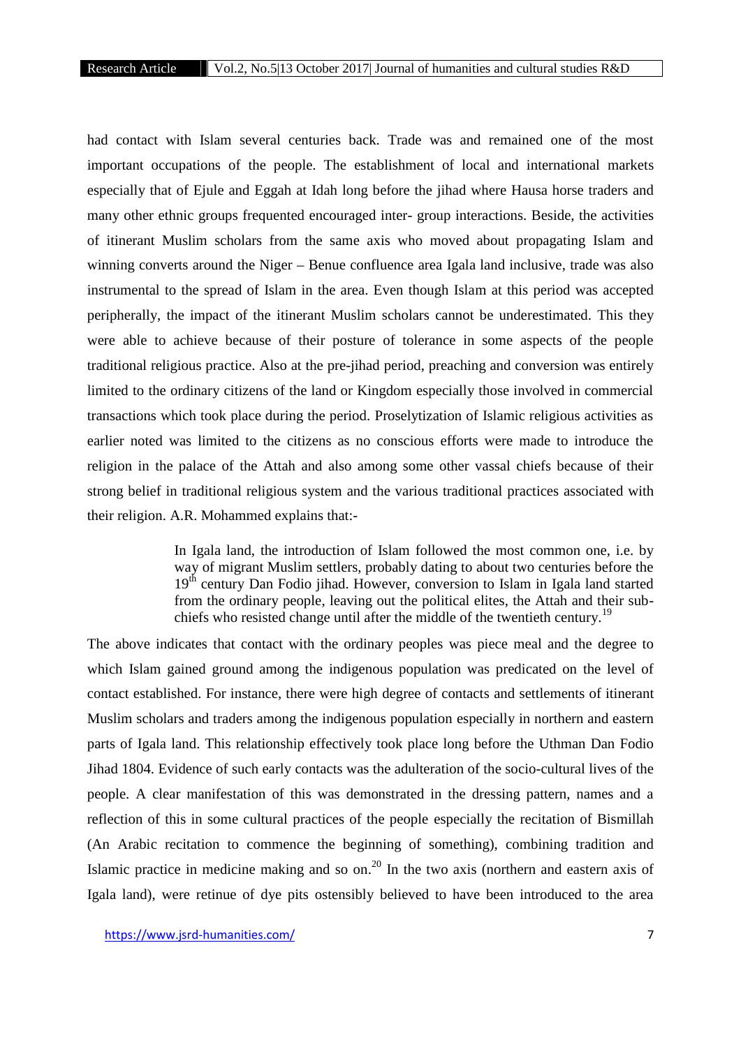had contact with Islam several centuries back. Trade was and remained one of the most important occupations of the people. The establishment of local and international markets especially that of Ejule and Eggah at Idah long before the jihad where Hausa horse traders and many other ethnic groups frequented encouraged inter- group interactions. Beside, the activities of itinerant Muslim scholars from the same axis who moved about propagating Islam and winning converts around the Niger – Benue confluence area Igala land inclusive, trade was also instrumental to the spread of Islam in the area. Even though Islam at this period was accepted peripherally, the impact of the itinerant Muslim scholars cannot be underestimated. This they were able to achieve because of their posture of tolerance in some aspects of the people traditional religious practice. Also at the pre-jihad period, preaching and conversion was entirely limited to the ordinary citizens of the land or Kingdom especially those involved in commercial transactions which took place during the period. Proselytization of Islamic religious activities as earlier noted was limited to the citizens as no conscious efforts were made to introduce the religion in the palace of the Attah and also among some other vassal chiefs because of their strong belief in traditional religious system and the various traditional practices associated with their religion. A.R. Mohammed explains that:-

> In Igala land, the introduction of Islam followed the most common one, i.e. by way of migrant Muslim settlers, probably dating to about two centuries before the 19th century Dan Fodio jihad. However, conversion to Islam in Igala land started from the ordinary people, leaving out the political elites, the Attah and their sub-chiefs who resisted change until after the middle of the twentieth century.[19]

The above indicates that contact with the ordinary peoples was piece meal and the degree to which Islam gained ground among the indigenous population was predicated on the level of contact established. For instance, there were high degree of contacts and settlements of itinerant Muslim scholars and traders among the indigenous population especially in northern and eastern parts of Igala land. This relationship effectively took place long before the Uthman Dan Fodio Jihad 1804. Evidence of such early contacts was the adulteration of the socio-cultural lives of the people. A clear manifestation of this was demonstrated in the dressing pattern, names and a reflection of this in some cultural practices of the people especially the recitation of Bismillah (An Arabic recitation to commence the beginning of something), combining tradition and Islamic practice in medicine making and so on.[20] In the two axis (northern and eastern axis of Igala land), were retinue of dye pits ostensibly believed to have been introduced to the area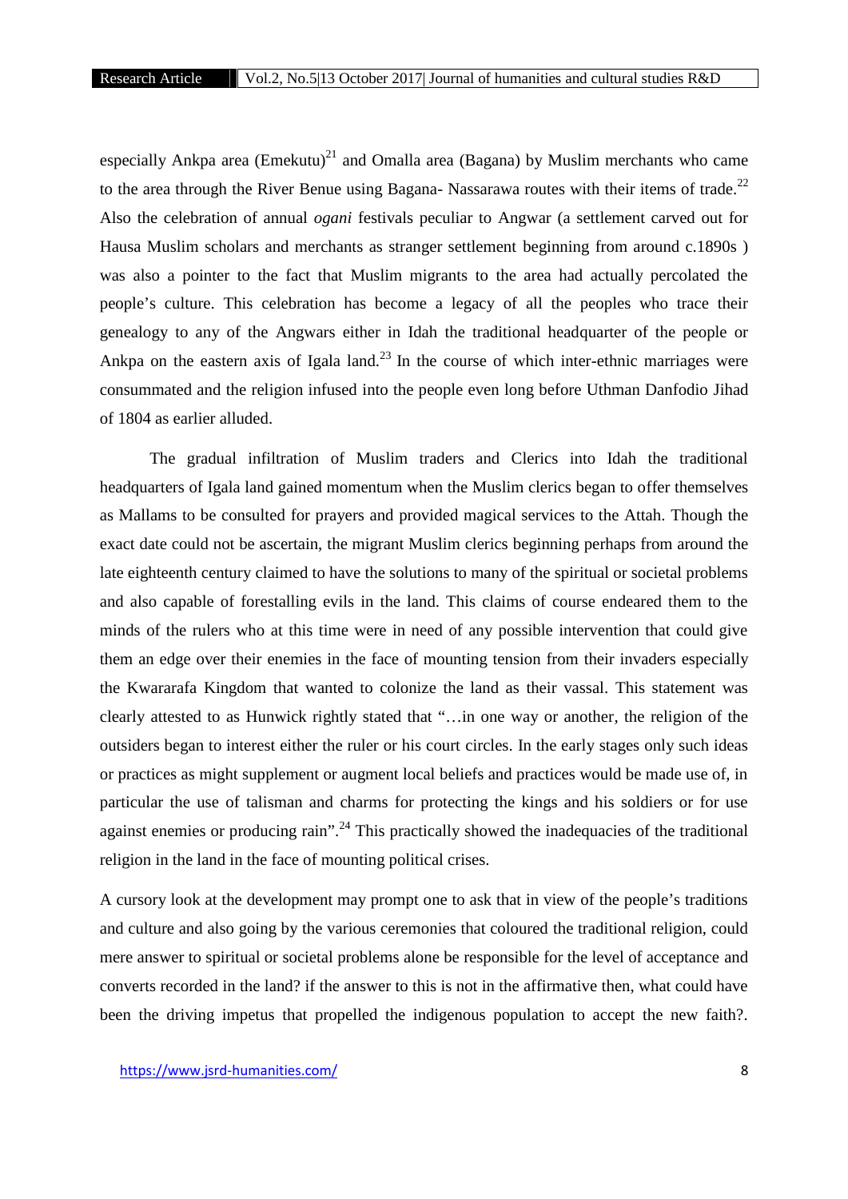especially Ankpa area (Emekutu)[21] and Omalla area (Bagana) by Muslim merchants who came to the area through the River Benue using Bagana- Nassarawa routes with their items of trade.[22] Also the celebration of annual *ogani* festivals peculiar to Angwar (a settlement carved out for Hausa Muslim scholars and merchants as stranger settlement beginning from around c.1890s ) was also a pointer to the fact that Muslim migrants to the area had actually percolated the people's culture. This celebration has become a legacy of all the peoples who trace their genealogy to any of the Angwars either in Idah the traditional headquarter of the people or Ankpa on the eastern axis of Igala land.[23] In the course of which inter-ethnic marriages were consummated and the religion infused into the people even long before Uthman Danfodio Jihad of 1804 as earlier alluded.

The gradual infiltration of Muslim traders and Clerics into Idah the traditional headquarters of Igala land gained momentum when the Muslim clerics began to offer themselves as Mallams to be consulted for prayers and provided magical services to the Attah. Though the exact date could not be ascertain, the migrant Muslim clerics beginning perhaps from around the late eighteenth century claimed to have the solutions to many of the spiritual or societal problems and also capable of forestalling evils in the land. This claims of course endeared them to the minds of the rulers who at this time were in need of any possible intervention that could give them an edge over their enemies in the face of mounting tension from their invaders especially the Kwararafa Kingdom that wanted to colonize the land as their vassal. This statement was clearly attested to as Hunwick rightly stated that "…in one way or another, the religion of the outsiders began to interest either the ruler or his court circles. In the early stages only such ideas or practices as might supplement or augment local beliefs and practices would be made use of, in particular the use of talisman and charms for protecting the kings and his soldiers or for use against enemies or producing rain".[24] This practically showed the inadequacies of the traditional religion in the land in the face of mounting political crises.

A cursory look at the development may prompt one to ask that in view of the people's traditions and culture and also going by the various ceremonies that coloured the traditional religion, could mere answer to spiritual or societal problems alone be responsible for the level of acceptance and converts recorded in the land? if the answer to this is not in the affirmative then, what could have been the driving impetus that propelled the indigenous population to accept the new faith?.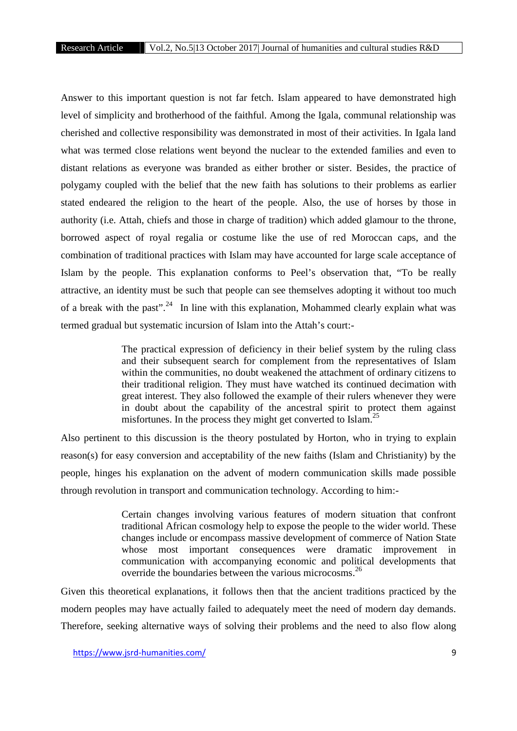Answer to this important question is not far fetch. Islam appeared to have demonstrated high level of simplicity and brotherhood of the faithful. Among the Igala, communal relationship was cherished and collective responsibility was demonstrated in most of their activities. In Igala land what was termed close relations went beyond the nuclear to the extended families and even to distant relations as everyone was branded as either brother or sister. Besides, the practice of polygamy coupled with the belief that the new faith has solutions to their problems as earlier stated endeared the religion to the heart of the people. Also, the use of horses by those in authority (i.e. Attah, chiefs and those in charge of tradition) which added glamour to the throne, borrowed aspect of royal regalia or costume like the use of red Moroccan caps, and the combination of traditional practices with Islam may have accounted for large scale acceptance of Islam by the people. This explanation conforms to Peel's observation that, "To be really attractive, an identity must be such that people can see themselves adopting it without too much of a break with the past".[24] In line with this explanation, Mohammed clearly explain what was termed gradual but systematic incursion of Islam into the Attah's court:-

> The practical expression of deficiency in their belief system by the ruling class and their subsequent search for complement from the representatives of Islam within the communities, no doubt weakened the attachment of ordinary citizens to their traditional religion. They must have watched its continued decimation with great interest. They also followed the example of their rulers whenever they were in doubt about the capability of the ancestral spirit to protect them against misfortunes. In the process they might get converted to Islam.[25]

Also pertinent to this discussion is the theory postulated by Horton, who in trying to explain reason(s) for easy conversion and acceptability of the new faiths (Islam and Christianity) by the people, hinges his explanation on the advent of modern communication skills made possible through revolution in transport and communication technology. According to him:-

> Certain changes involving various features of modern situation that confront traditional African cosmology help to expose the people to the wider world. These changes include or encompass massive development of commerce of Nation State whose most important consequences were dramatic improvement in communication with accompanying economic and political developments that override the boundaries between the various microcosms.[26]

Given this theoretical explanations, it follows then that the ancient traditions practiced by the modern peoples may have actually failed to adequately meet the need of modern day demands. Therefore, seeking alternative ways of solving their problems and the need to also flow along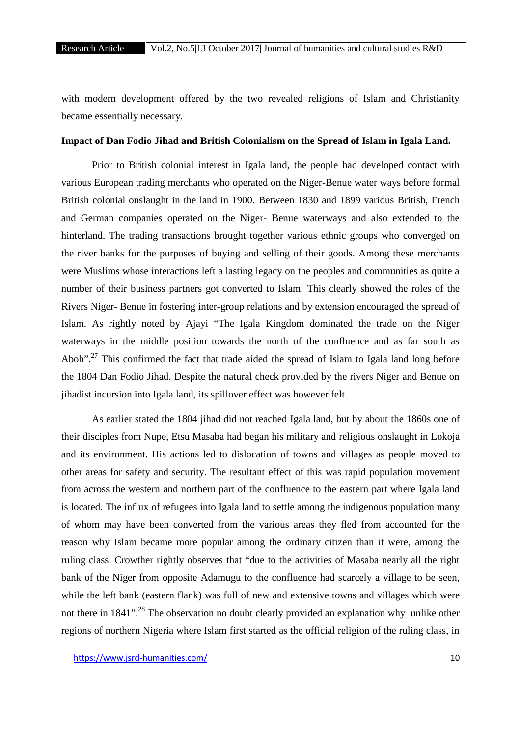with modern development offered by the two revealed religions of Islam and Christianity became essentially necessary.

**Impact of Dan Fodio Jihad and British Colonialism on the Spread of Islam in Igala Land.**

Prior to British colonial interest in Igala land, the people had developed contact with various European trading merchants who operated on the Niger-Benue water ways before formal British colonial onslaught in the land in 1900. Between 1830 and 1899 various British, French and German companies operated on the Niger- Benue waterways and also extended to the hinterland. The trading transactions brought together various ethnic groups who converged on the river banks for the purposes of buying and selling of their goods. Among these merchants were Muslims whose interactions left a lasting legacy on the peoples and communities as quite a number of their business partners got converted to Islam. This clearly showed the roles of the Rivers Niger- Benue in fostering inter-group relations and by extension encouraged the spread of Islam. As rightly noted by Ajayi "The Igala Kingdom dominated the trade on the Niger waterways in the middle position towards the north of the confluence and as far south as Aboh".[27] This confirmed the fact that trade aided the spread of Islam to Igala land long before the 1804 Dan Fodio Jihad. Despite the natural check provided by the rivers Niger and Benue on jihadist incursion into Igala land, its spillover effect was however felt.

As earlier stated the 1804 jihad did not reached Igala land, but by about the 1860s one of their disciples from Nupe, Etsu Masaba had began his military and religious onslaught in Lokoja and its environment. His actions led to dislocation of towns and villages as people moved to other areas for safety and security. The resultant effect of this was rapid population movement from across the western and northern part of the confluence to the eastern part where Igala land is located. The influx of refugees into Igala land to settle among the indigenous population many of whom may have been converted from the various areas they fled from accounted for the reason why Islam became more popular among the ordinary citizen than it were, among the ruling class. Crowther rightly observes that "due to the activities of Masaba nearly all the right bank of the Niger from opposite Adamugu to the confluence had scarcely a village to be seen, while the left bank (eastern flank) was full of new and extensive towns and villages which were not there in 1841".[28] The observation no doubt clearly provided an explanation why unlike other regions of northern Nigeria where Islam first started as the official religion of the ruling class, in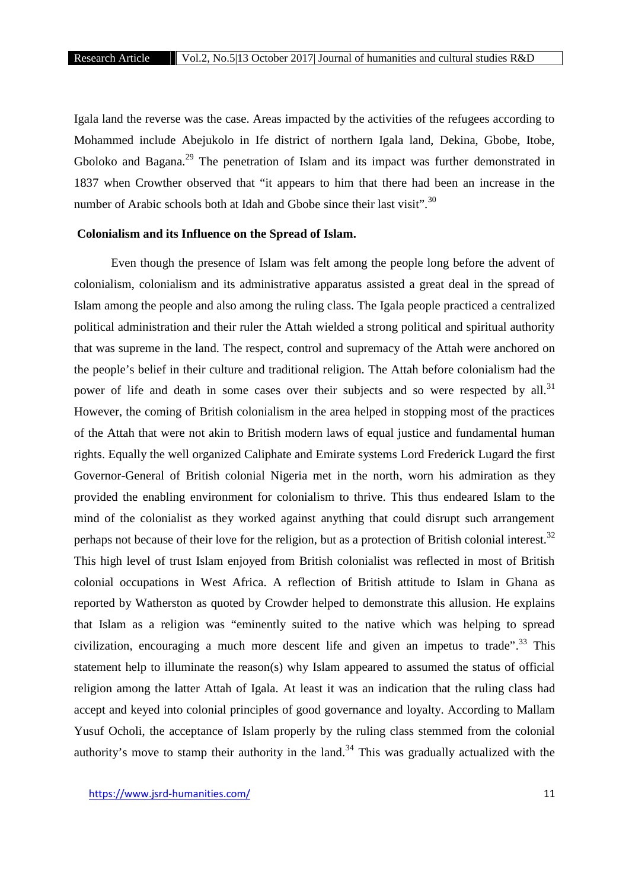Igala land the reverse was the case. Areas impacted by the activities of the refugees according to Mohammed include Abejukolo in Ife district of northern Igala land, Dekina, Gbobe, Itobe, Gboloko and Bagana.[29] The penetration of Islam and its impact was further demonstrated in 1837 when Crowther observed that "it appears to him that there had been an increase in the number of Arabic schools both at Idah and Gbobe since their last visit".[30]

**Colonialism and its Influence on the Spread of Islam.**

Even though the presence of Islam was felt among the people long before the advent of colonialism, colonialism and its administrative apparatus assisted a great deal in the spread of Islam among the people and also among the ruling class. The Igala people practiced a centralized political administration and their ruler the Attah wielded a strong political and spiritual authority that was supreme in the land. The respect, control and supremacy of the Attah were anchored on the people's belief in their culture and traditional religion. The Attah before colonialism had the power of life and death in some cases over their subjects and so were respected by all.[31] However, the coming of British colonialism in the area helped in stopping most of the practices of the Attah that were not akin to British modern laws of equal justice and fundamental human rights. Equally the well organized Caliphate and Emirate systems Lord Frederick Lugard the first Governor-General of British colonial Nigeria met in the north, worn his admiration as they provided the enabling environment for colonialism to thrive. This thus endeared Islam to the mind of the colonialist as they worked against anything that could disrupt such arrangement perhaps not because of their love for the religion, but as a protection of British colonial interest.[32] This high level of trust Islam enjoyed from British colonialist was reflected in most of British colonial occupations in West Africa. A reflection of British attitude to Islam in Ghana as reported by Watherston as quoted by Crowder helped to demonstrate this allusion. He explains that Islam as a religion was "eminently suited to the native which was helping to spread civilization, encouraging a much more descent life and given an impetus to trade".[33] This statement help to illuminate the reason(s) why Islam appeared to assumed the status of official religion among the latter Attah of Igala. At least it was an indication that the ruling class had accept and keyed into colonial principles of good governance and loyalty. According to Mallam Yusuf Ocholi, the acceptance of Islam properly by the ruling class stemmed from the colonial authority's move to stamp their authority in the land.[34] This was gradually actualized with the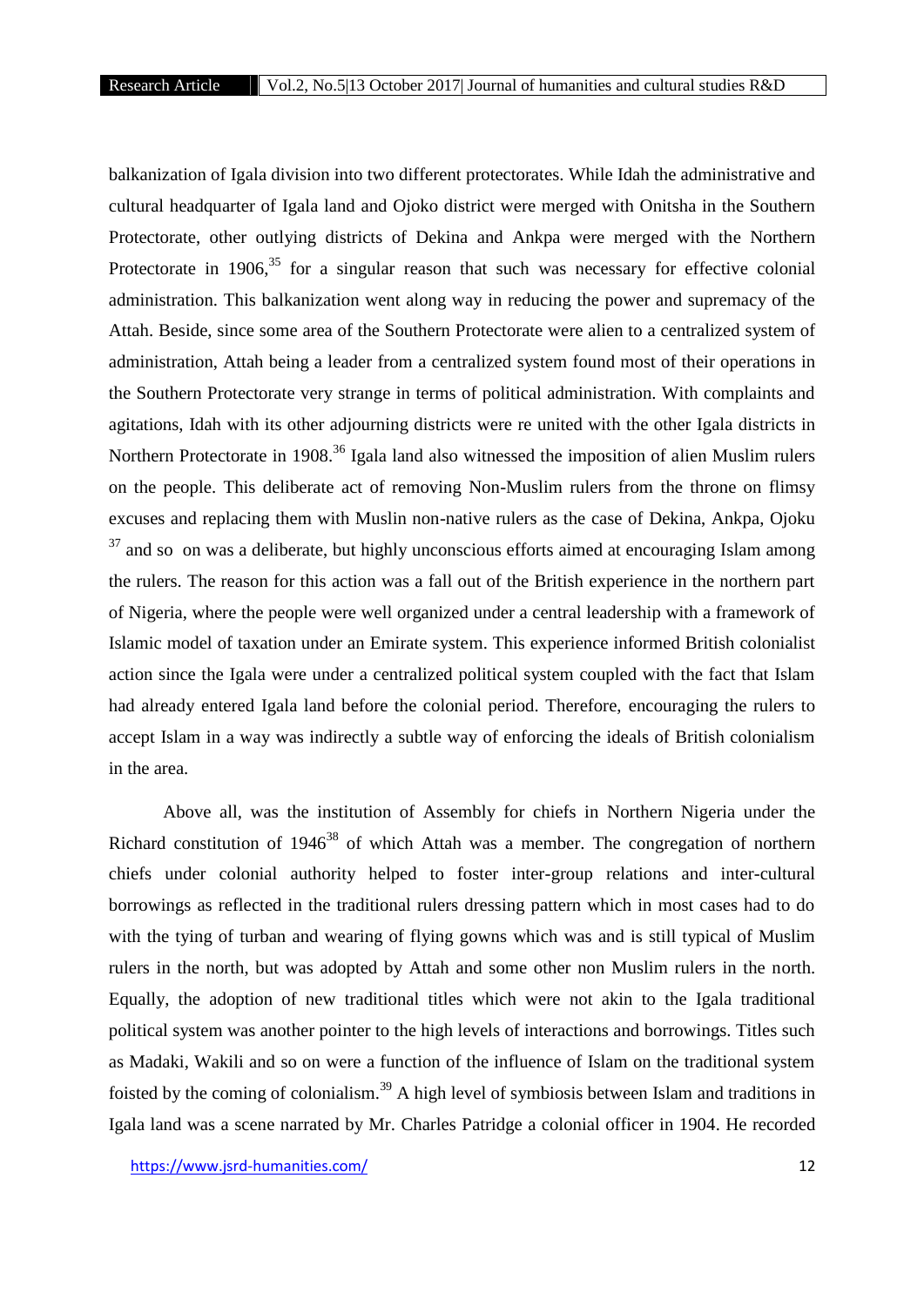balkanization of Igala division into two different protectorates. While Idah the administrative and cultural headquarter of Igala land and Ojoko district were merged with Onitsha in the Southern Protectorate, other outlying districts of Dekina and Ankpa were merged with the Northern Protectorate in 1906,[35] for a singular reason that such was necessary for effective colonial administration. This balkanization went along way in reducing the power and supremacy of the Attah. Beside, since some area of the Southern Protectorate were alien to a centralized system of administration, Attah being a leader from a centralized system found most of their operations in the Southern Protectorate very strange in terms of political administration. With complaints and agitations, Idah with its other adjourning districts were re united with the other Igala districts in Northern Protectorate in 1908.[36] Igala land also witnessed the imposition of alien Muslim rulers on the people. This deliberate act of removing Non-Muslim rulers from the throne on flimsy excuses and replacing them with Muslin non-native rulers as the case of Dekina, Ankpa, Ojoku [37] and so on was a deliberate, but highly unconscious efforts aimed at encouraging Islam among the rulers. The reason for this action was a fall out of the British experience in the northern part of Nigeria, where the people were well organized under a central leadership with a framework of Islamic model of taxation under an Emirate system. This experience informed British colonialist action since the Igala were under a centralized political system coupled with the fact that Islam had already entered Igala land before the colonial period. Therefore, encouraging the rulers to accept Islam in a way was indirectly a subtle way of enforcing the ideals of British colonialism in the area.

Above all, was the institution of Assembly for chiefs in Northern Nigeria under the Richard constitution of 1946[38] of which Attah was a member. The congregation of northern chiefs under colonial authority helped to foster inter-group relations and inter-cultural borrowings as reflected in the traditional rulers dressing pattern which in most cases had to do with the tying of turban and wearing of flying gowns which was and is still typical of Muslim rulers in the north, but was adopted by Attah and some other non Muslim rulers in the north. Equally, the adoption of new traditional titles which were not akin to the Igala traditional political system was another pointer to the high levels of interactions and borrowings. Titles such as Madaki, Wakili and so on were a function of the influence of Islam on the traditional system foisted by the coming of colonialism.[39] A high level of symbiosis between Islam and traditions in Igala land was a scene narrated by Mr. Charles Patridge a colonial officer in 1904. He recorded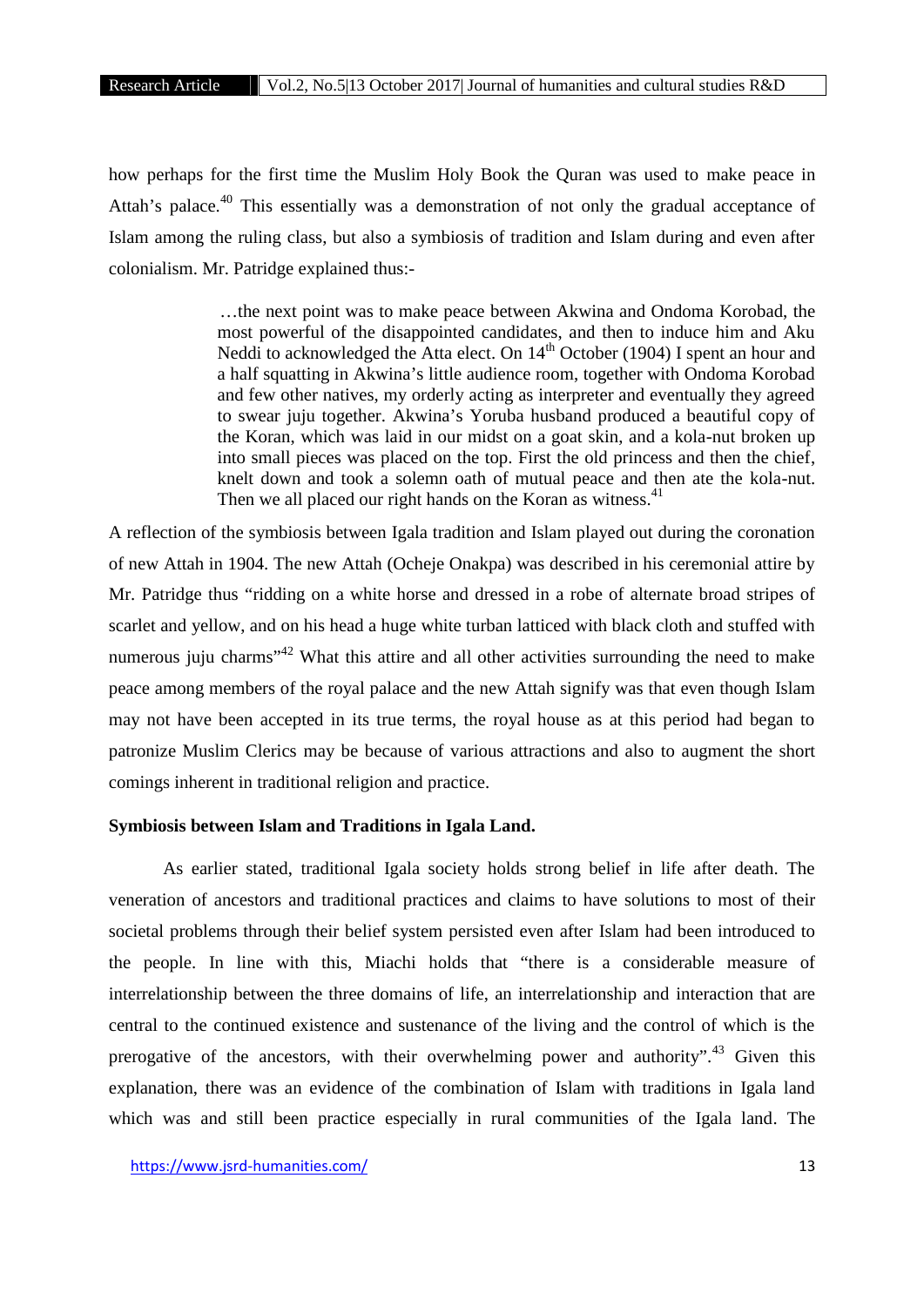how perhaps for the first time the Muslim Holy Book the Quran was used to make peace in Attah's palace.[40] This essentially was a demonstration of not only the gradual acceptance of Islam among the ruling class, but also a symbiosis of tradition and Islam during and even after colonialism. Mr. Patridge explained thus:-

> …the next point was to make peace between Akwina and Ondoma Korobad, the most powerful of the disappointed candidates, and then to induce him and Aku Neddi to acknowledged the Atta elect. On 14th October (1904) I spent an hour and a half squatting in Akwina's little audience room, together with Ondoma Korobad and few other natives, my orderly acting as interpreter and eventually they agreed to swear juju together. Akwina's Yoruba husband produced a beautiful copy of the Koran, which was laid in our midst on a goat skin, and a kola-nut broken up into small pieces was placed on the top. First the old princess and then the chief, knelt down and took a solemn oath of mutual peace and then ate the kola-nut. Then we all placed our right hands on the Koran as witness.[41]

A reflection of the symbiosis between Igala tradition and Islam played out during the coronation of new Attah in 1904. The new Attah (Ocheje Onakpa) was described in his ceremonial attire by Mr. Patridge thus "ridding on a white horse and dressed in a robe of alternate broad stripes of scarlet and yellow, and on his head a huge white turban latticed with black cloth and stuffed with numerous juju charms"[42] What this attire and all other activities surrounding the need to make peace among members of the royal palace and the new Attah signify was that even though Islam may not have been accepted in its true terms, the royal house as at this period had began to patronize Muslim Clerics may be because of various attractions and also to augment the short comings inherent in traditional religion and practice.

**Symbiosis between Islam and Traditions in Igala Land.**

As earlier stated, traditional Igala society holds strong belief in life after death. The veneration of ancestors and traditional practices and claims to have solutions to most of their societal problems through their belief system persisted even after Islam had been introduced to the people. In line with this, Miachi holds that "there is a considerable measure of interrelationship between the three domains of life, an interrelationship and interaction that are central to the continued existence and sustenance of the living and the control of which is the prerogative of the ancestors, with their overwhelming power and authority".[43] Given this explanation, there was an evidence of the combination of Islam with traditions in Igala land which was and still been practice especially in rural communities of the Igala land. The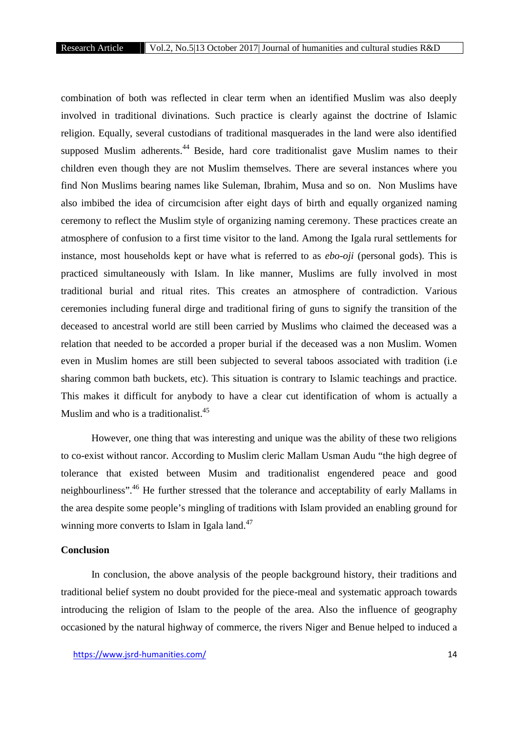combination of both was reflected in clear term when an identified Muslim was also deeply involved in traditional divinations. Such practice is clearly against the doctrine of Islamic religion. Equally, several custodians of traditional masquerades in the land were also identified supposed Muslim adherents.[44] Beside, hard core traditionalist gave Muslim names to their children even though they are not Muslim themselves. There are several instances where you find Non Muslims bearing names like Suleman, Ibrahim, Musa and so on. Non Muslims have also imbibed the idea of circumcision after eight days of birth and equally organized naming ceremony to reflect the Muslim style of organizing naming ceremony. These practices create an atmosphere of confusion to a first time visitor to the land. Among the Igala rural settlements for instance, most households kept or have what is referred to as *ebo-oji* (personal gods). This is practiced simultaneously with Islam. In like manner, Muslims are fully involved in most traditional burial and ritual rites. This creates an atmosphere of contradiction. Various ceremonies including funeral dirge and traditional firing of guns to signify the transition of the deceased to ancestral world are still been carried by Muslims who claimed the deceased was a relation that needed to be accorded a proper burial if the deceased was a non Muslim. Women even in Muslim homes are still been subjected to several taboos associated with tradition (i.e sharing common bath buckets, etc). This situation is contrary to Islamic teachings and practice. This makes it difficult for anybody to have a clear cut identification of whom is actually a Muslim and who is a traditionalist.[45]

However, one thing that was interesting and unique was the ability of these two religions to co-exist without rancor. According to Muslim cleric Mallam Usman Audu "the high degree of tolerance that existed between Musim and traditionalist engendered peace and good neighbourliness".[46] He further stressed that the tolerance and acceptability of early Mallams in the area despite some people's mingling of traditions with Islam provided an enabling ground for winning more converts to Islam in Igala land.[47]

**Conclusion**

In conclusion, the above analysis of the people background history, their traditions and traditional belief system no doubt provided for the piece-meal and systematic approach towards introducing the religion of Islam to the people of the area. Also the influence of geography occasioned by the natural highway of commerce, the rivers Niger and Benue helped to induced a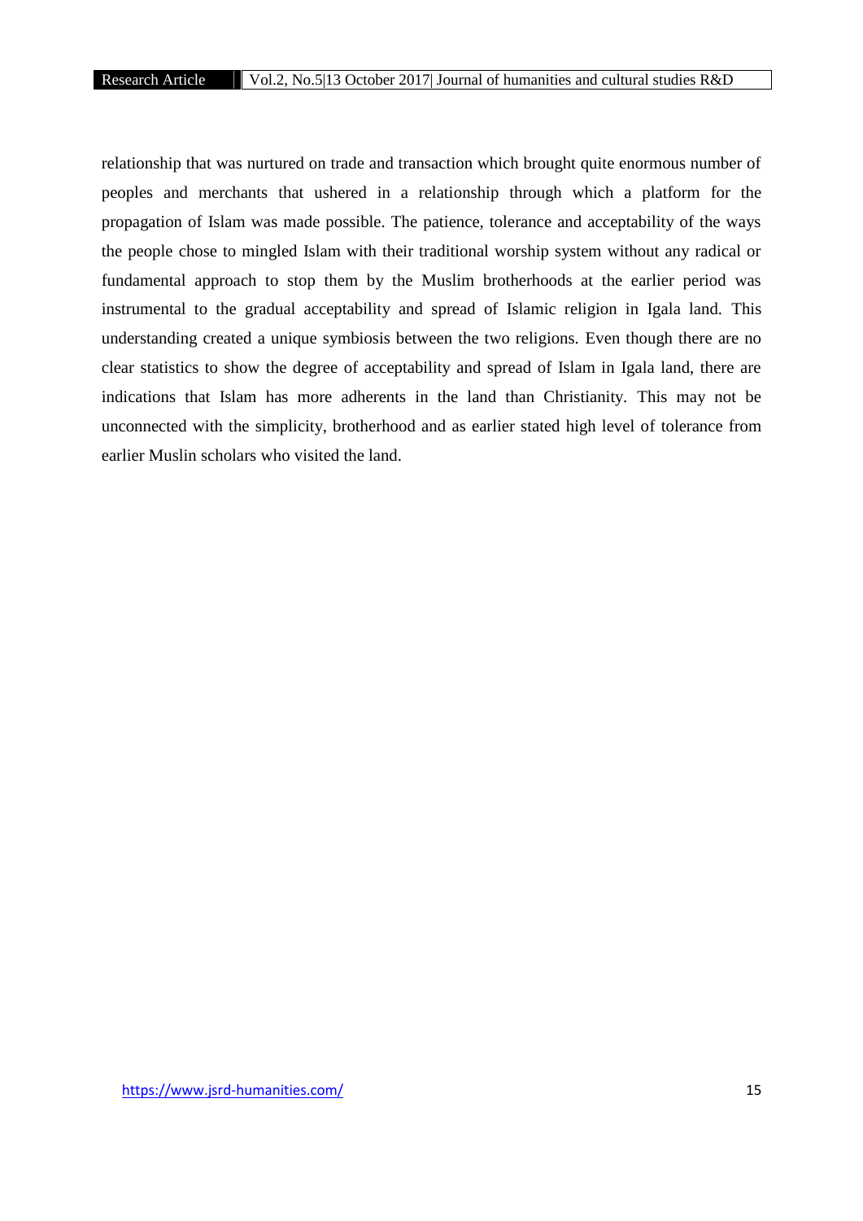relationship that was nurtured on trade and transaction which brought quite enormous number of peoples and merchants that ushered in a relationship through which a platform for the propagation of Islam was made possible. The patience, tolerance and acceptability of the ways the people chose to mingled Islam with their traditional worship system without any radical or fundamental approach to stop them by the Muslim brotherhoods at the earlier period was instrumental to the gradual acceptability and spread of Islamic religion in Igala land. This understanding created a unique symbiosis between the two religions. Even though there are no clear statistics to show the degree of acceptability and spread of Islam in Igala land, there are indications that Islam has more adherents in the land than Christianity. This may not be unconnected with the simplicity, brotherhood and as earlier stated high level of tolerance from earlier Muslin scholars who visited the land.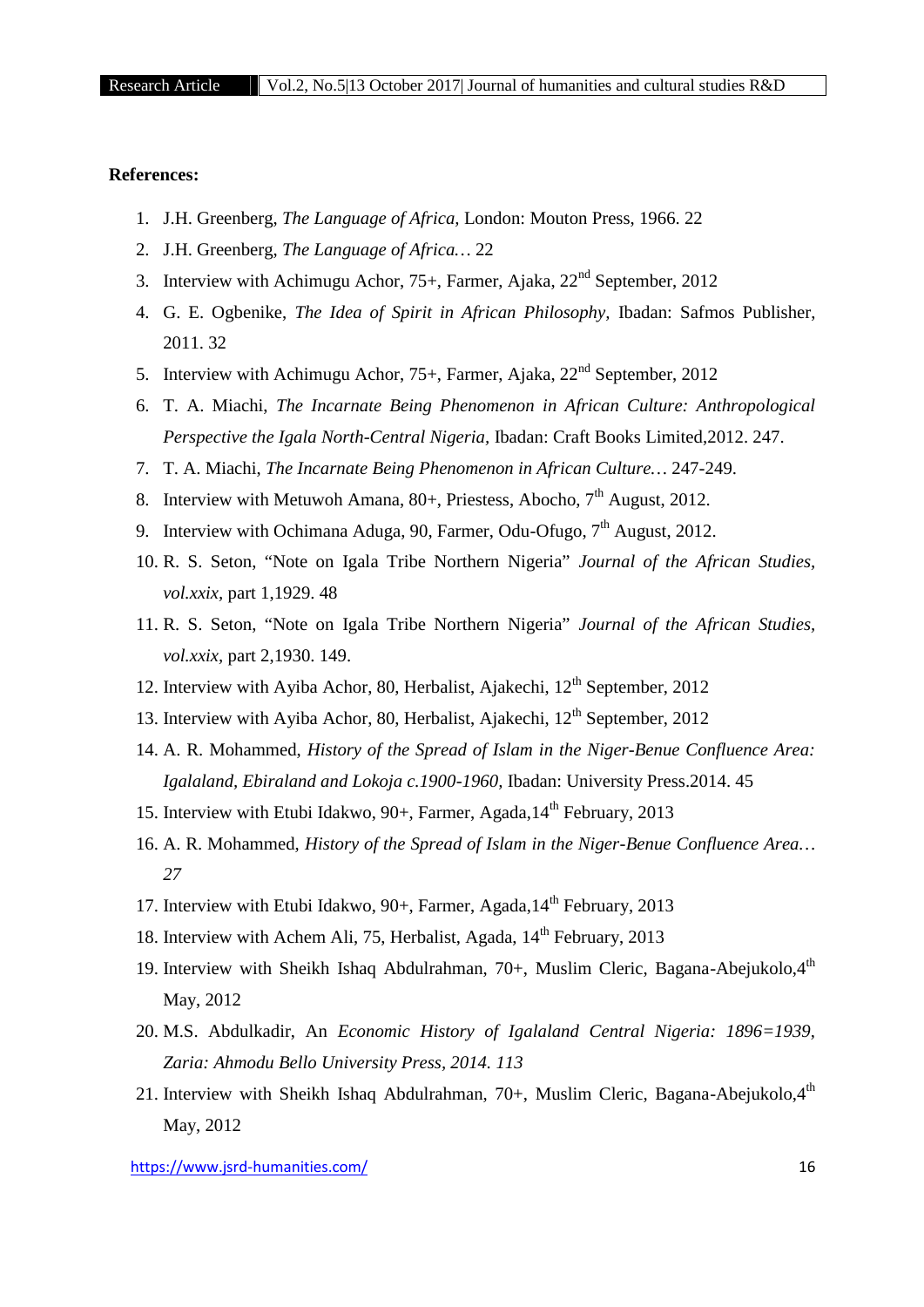**References:**

1. J.H. Greenberg, *The Language of Africa,* London: Mouton Press, 1966. 22
2. J.H. Greenberg, *The Language of Africa…* 22
3. Interview with Achimugu Achor, 75+, Farmer, Ajaka, 22nd September, 2012
4. G. E. Ogbenike, *The Idea of Spirit in African Philosophy*, Ibadan: Safmos Publisher, 2011. 32
5. Interview with Achimugu Achor, 75+, Farmer, Ajaka, 22nd September, 2012
6. T. A. Miachi, *The Incarnate Being Phenomenon in African Culture: Anthropological Perspective the Igala North-Central Nigeria*, Ibadan: Craft Books Limited,2012. 247.
7. T. A. Miachi, *The Incarnate Being Phenomenon in African Culture…* 247-249.
8. Interview with Metuwoh Amana, 80+, Priestess, Abocho, 7th August, 2012.
9. Interview with Ochimana Aduga, 90, Farmer, Odu-Ofugo, 7th August, 2012.
10. R. S. Seton, "Note on Igala Tribe Northern Nigeria" *Journal of the African Studies, vol.xxix,* part 1,1929. 48
11. R. S. Seton, "Note on Igala Tribe Northern Nigeria" *Journal of the African Studies, vol.xxix,* part 2,1930. 149.
12. Interview with Ayiba Achor, 80, Herbalist, Ajakechi, 12th September, 2012
13. Interview with Ayiba Achor, 80, Herbalist, Ajakechi, 12th September, 2012
14. A. R. Mohammed, *History of the Spread of Islam in the Niger-Benue Confluence Area: Igalaland, Ebiraland and Lokoja c.1900-1960,* Ibadan: University Press.2014. 45
15. Interview with Etubi Idakwo, 90+, Farmer, Agada,14th February, 2013
16. A. R. Mohammed, *History of the Spread of Islam in the Niger-Benue Confluence Area… 27*
17. Interview with Etubi Idakwo, 90+, Farmer, Agada,14th February, 2013
18. Interview with Achem Ali, 75, Herbalist, Agada, 14th February, 2013
19. Interview with Sheikh Ishaq Abdulrahman, 70+, Muslim Cleric, Bagana-Abejukolo,4th May, 2012
20. M.S. Abdulkadir, An *Economic History of Igalaland Central Nigeria: 1896=1939, Zaria: Ahmodu Bello University Press, 2014. 113*
21. Interview with Sheikh Ishaq Abdulrahman, 70+, Muslim Cleric, Bagana-Abejukolo,4th May, 2012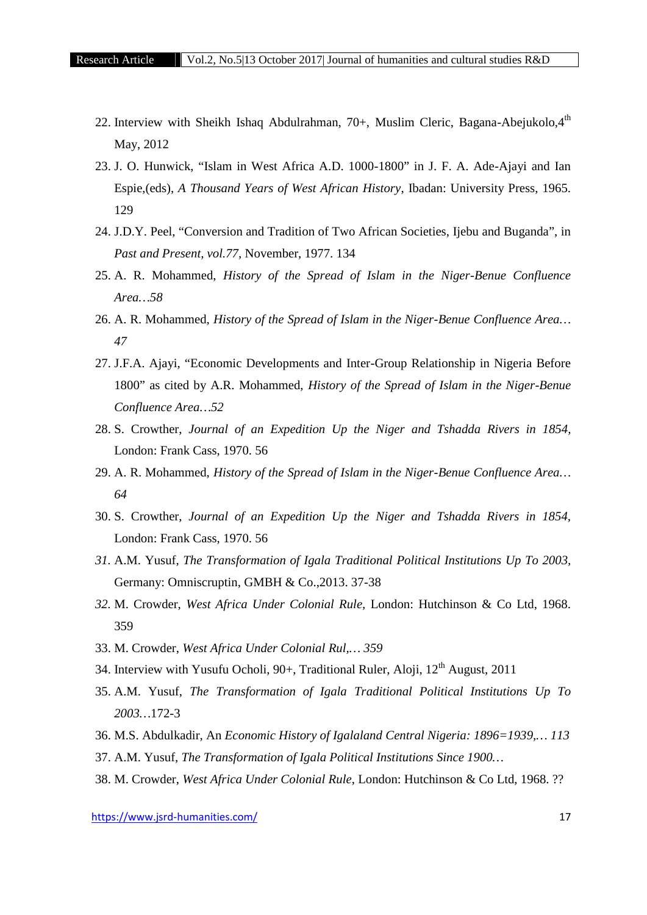22. Interview with Sheikh Ishaq Abdulrahman, 70+, Muslim Cleric, Bagana-Abejukolo,4[th] May, 2012
23. J. O. Hunwick, "Islam in West Africa A.D. 1000-1800" in J. F. A. Ade-Ajayi and Ian Espie,(eds), *A Thousand Years of West African History*, Ibadan: University Press, 1965. 129
24. J.D.Y. Peel, "Conversion and Tradition of Two African Societies, Ijebu and Buganda", in *Past and Present, vol.77*, November, 1977. 134
25. A. R. Mohammed, *History of the Spread of Islam in the Niger-Benue Confluence Area…58*
26. A. R. Mohammed, *History of the Spread of Islam in the Niger-Benue Confluence Area… 47*
27. J.F.A. Ajayi, "Economic Developments and Inter-Group Relationship in Nigeria Before 1800" as cited by A.R. Mohammed, *History of the Spread of Islam in the Niger-Benue Confluence Area…52*
28. S. Crowther, *Journal of an Expedition Up the Niger and Tshadda Rivers in 1854,* London: Frank Cass, 1970. 56
29. A. R. Mohammed, *History of the Spread of Islam in the Niger-Benue Confluence Area… 64*
30. S. Crowther, *Journal of an Expedition Up the Niger and Tshadda Rivers in 1854,* London: Frank Cass, 1970. 56
31. A.M. Yusuf, *The Transformation of Igala Traditional Political Institutions Up To 2003*, Germany: Omniscruptin, GMBH & Co.,2013. 37-38
32. M. Crowder, *West Africa Under Colonial Rule,* London: Hutchinson & Co Ltd, 1968. 359
33. M. Crowder, *West Africa Under Colonial Rul,… 359*
34. Interview with Yusufu Ocholi, 90+, Traditional Ruler, Aloji, 12[th] August, 2011
35. A.M. Yusuf, *The Transformation of Igala Traditional Political Institutions Up To 2003…*172-3
36. M.S. Abdulkadir, An *Economic History of Igalaland Central Nigeria: 1896=1939,… 113*
37. A.M. Yusuf, *The Transformation of Igala Political Institutions Since 1900…*
38. M. Crowder, *West Africa Under Colonial Rule*, London: Hutchinson & Co Ltd, 1968. ??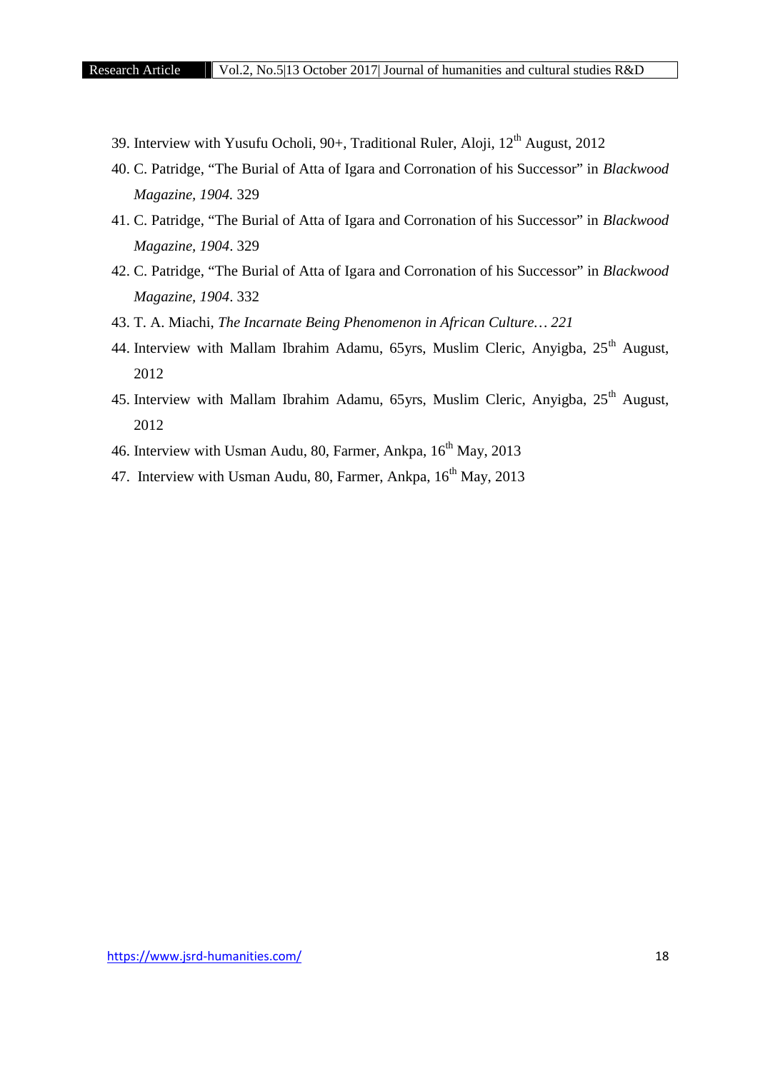39. Interview with Yusufu Ocholi, 90+, Traditional Ruler, Aloji, 12th August, 2012
40. C. Patridge, "The Burial of Atta of Igara and Corronation of his Successor" in *Blackwood Magazine, 1904.* 329
41. C. Patridge, "The Burial of Atta of Igara and Corronation of his Successor" in *Blackwood Magazine, 1904*. 329
42. C. Patridge, "The Burial of Atta of Igara and Corronation of his Successor" in *Blackwood Magazine, 1904*. 332
43. T. A. Miachi, *The Incarnate Being Phenomenon in African Culture… 221*
44. Interview with Mallam Ibrahim Adamu, 65yrs, Muslim Cleric, Anyigba, 25th August, 2012
45. Interview with Mallam Ibrahim Adamu, 65yrs, Muslim Cleric, Anyigba, 25th August, 2012
46. Interview with Usman Audu, 80, Farmer, Ankpa, 16th May, 2013
47. Interview with Usman Audu, 80, Farmer, Ankpa, 16th May, 2013